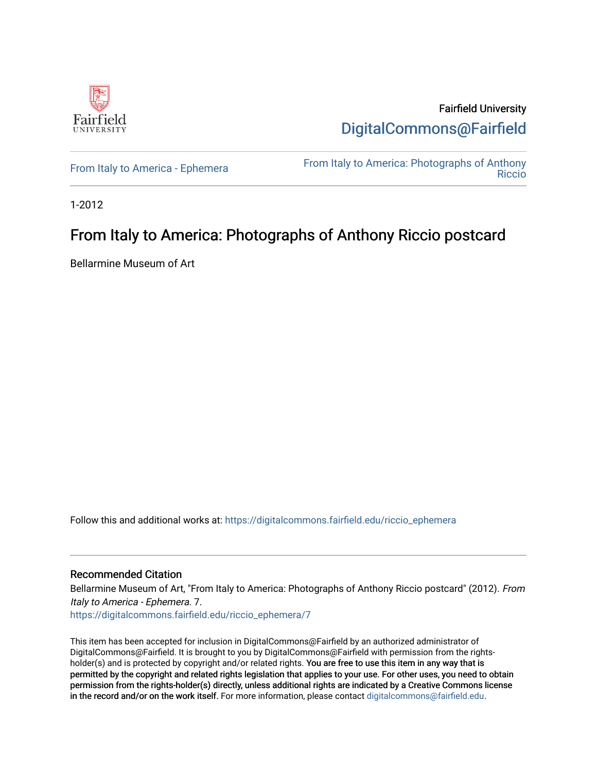Fairfield University

DigitalCommons@Fairfield

From Italy to America - Ephemera

From Italy to America: Photographs of Anthony Riccio

1-2012

# From Italy to America: Photographs of Anthony Riccio postcard

Bellarmine Museum of Art

Follow this and additional works at: https://digitalcommons.fairfield.edu/riccio_ephemera

## Recommended Citation

Bellarmine Museum of Art, "From Italy to America: Photographs of Anthony Riccio postcard" (2012). *From Italy to America - Ephemera*. 7.
https://digitalcommons.fairfield.edu/riccio_ephemera/7

This item has been accepted for inclusion in DigitalCommons@Fairfield by an authorized administrator of DigitalCommons@Fairfield. It is brought to you by DigitalCommons@Fairfield with permission from the rights-holder(s) and is protected by copyright and/or related rights. **You are free to use this item in any way that is permitted by the copyright and related rights legislation that applies to your use. For other uses, you need to obtain permission from the rights-holder(s) directly, unless additional rights are indicated by a Creative Commons license in the record and/or on the work itself.** For more information, please contact digitalcommons@fairfield.edu.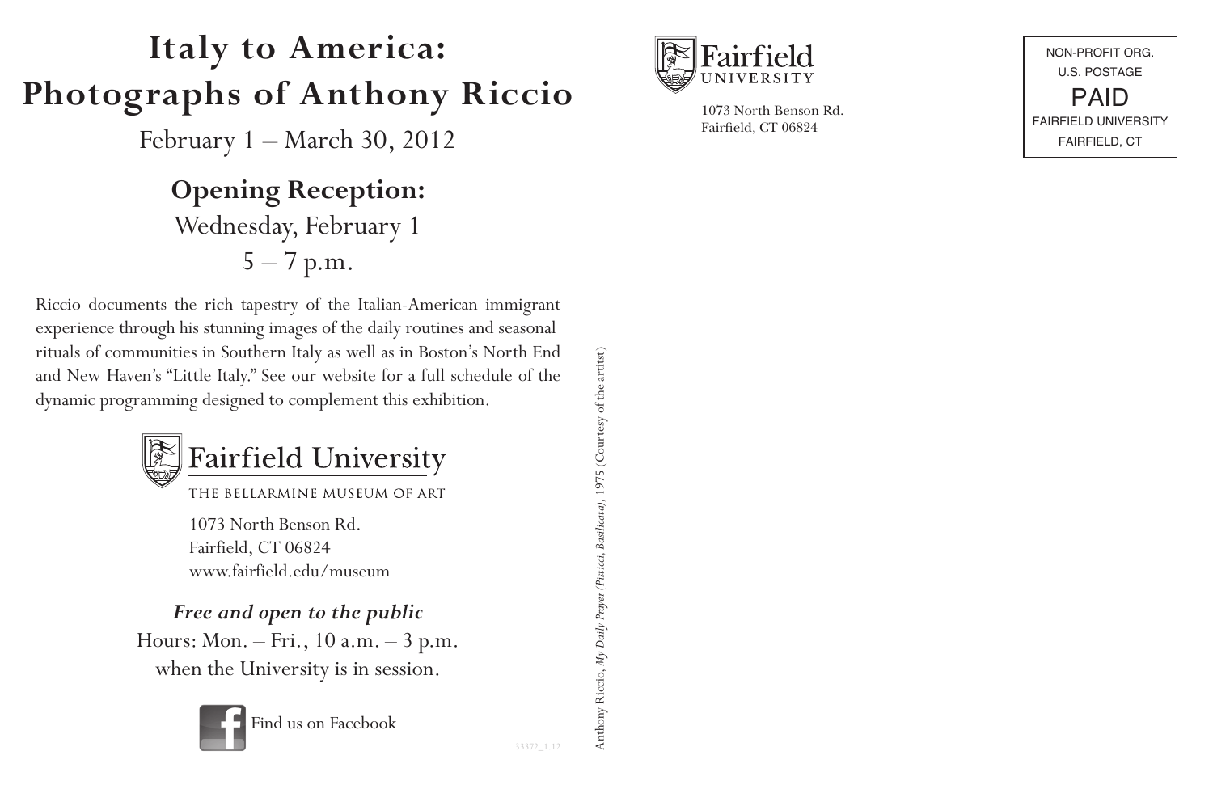# Italy to America: Photographs of Anthony Riccio

February 1 – March 30, 2012

## Opening Reception:

Wednesday, February 1

5 – 7 p.m.

Riccio documents the rich tapestry of the Italian-American immigrant experience through his stunning images of the daily routines and seasonal rituals of communities in Southern Italy as well as in Boston's North End and New Haven's "Little Italy." See our website for a full schedule of the dynamic programming designed to complement this exhibition.

Fairfield University

THE BELLARMINE MUSEUM OF ART

1073 North Benson Rd.
Fairfield, CT 06824
www.fairfield.edu/museum

***Free and open to the public***

Hours: Mon. – Fri., 10 a.m. – 3 p.m.
when the University is in session.

Find us on Facebook

33372_1.12

Anthony Riccio, *My Daily Prayer (Pisticci, Basilicata)*, 1975 (Courtesy of the artist)

Fairfield UNIVERSITY

1073 North Benson Rd.
Fairfield, CT 06824

NON-PROFIT ORG.
U.S. POSTAGE
PAID
FAIRFIELD UNIVERSITY
FAIRFIELD, CT